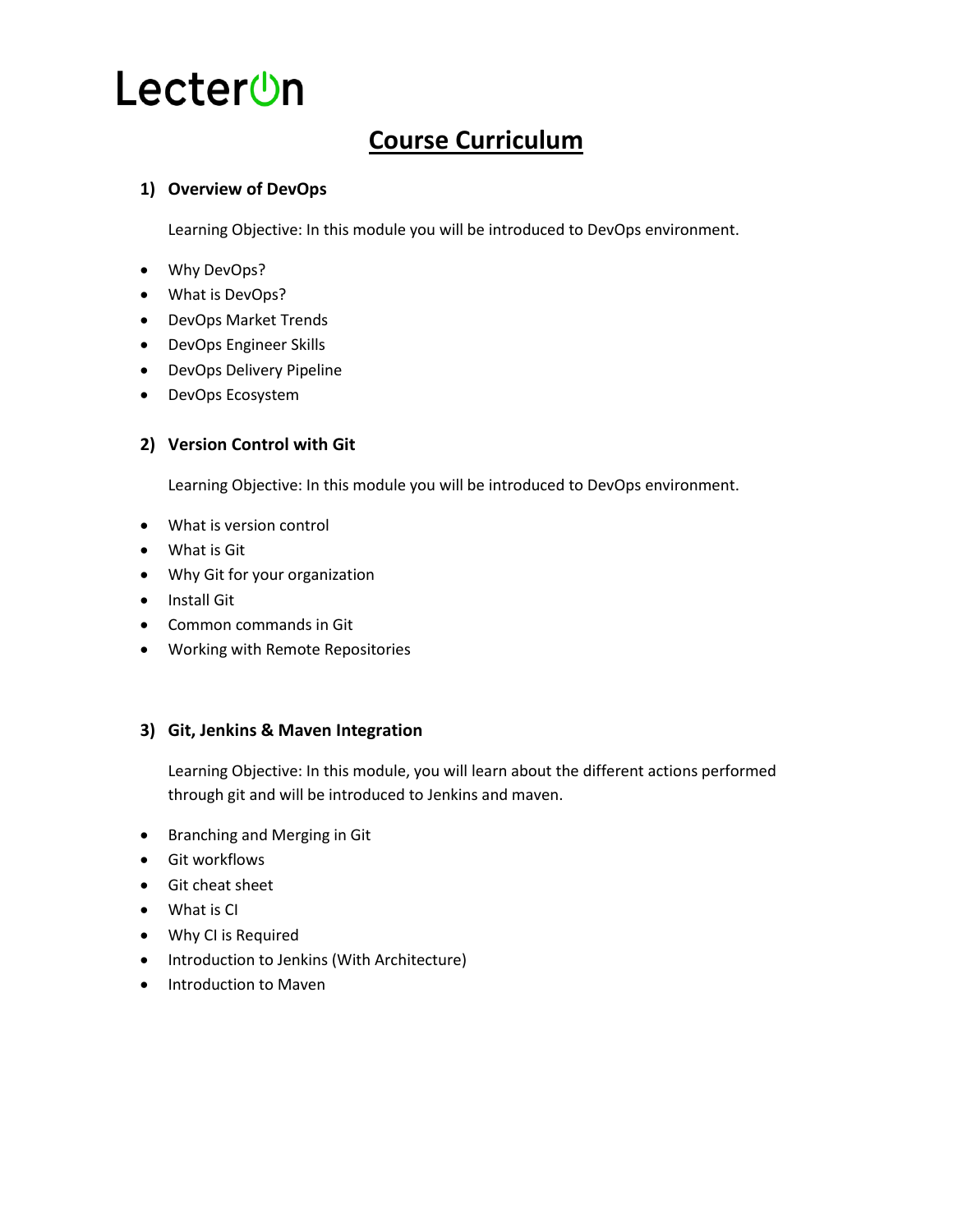# LecterOn

## Course Curriculum

### 1) Overview of DevOps

Learning Objective: In this module you will be introduced to DevOps environment.

- Why DevOps?
- What is DevOps?
- DevOps Market Trends
- DevOps Engineer Skills
- DevOps Delivery Pipeline
- DevOps Ecosystem

### 2) Version Control with Git

Learning Objective: In this module you will be introduced to DevOps environment.

- What is version control
- What is Git
- Why Git for your organization
- Install Git
- Common commands in Git
- Working with Remote Repositories

### 3) Git, Jenkins & Maven Integration

Learning Objective: In this module, you will learn about the different actions performed through git and will be introduced to Jenkins and maven.

- Branching and Merging in Git
- Git workflows
- Git cheat sheet
- What is CI
- Why CI is Required
- Introduction to Jenkins (With Architecture)
- Introduction to Maven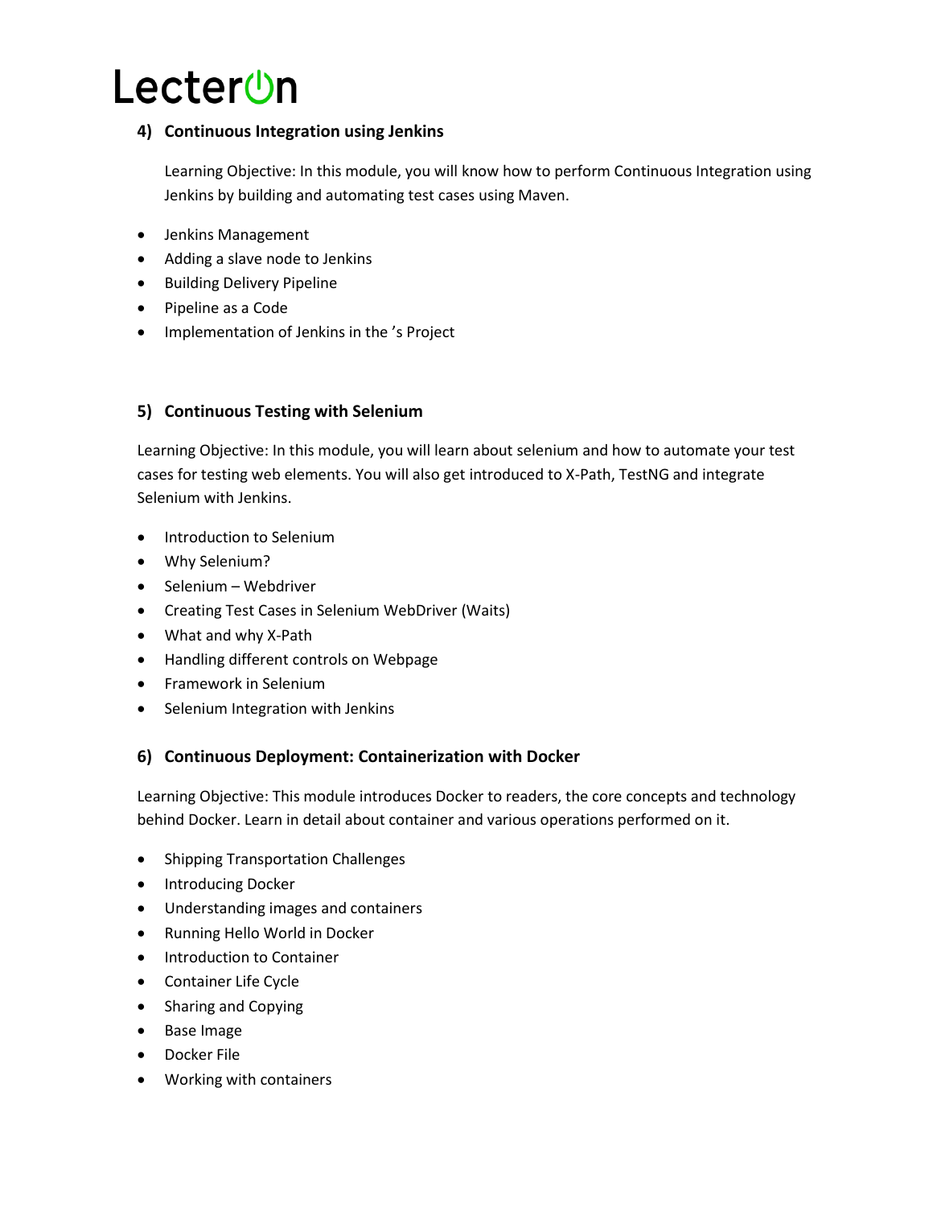## 4) Continuous Integration using Jenkins

Learning Objective: In this module, you will know how to perform Continuous Integration using Jenkins by building and automating test cases using Maven.

- Jenkins Management
- Adding a slave node to Jenkins
- Building Delivery Pipeline
- Pipeline as a Code
- Implementation of Jenkins in the ’s Project

## 5) Continuous Testing with Selenium

Learning Objective: In this module, you will learn about selenium and how to automate your test cases for testing web elements. You will also get introduced to X-Path, TestNG and integrate Selenium with Jenkins.

- Introduction to Selenium
- Why Selenium?
- Selenium – Webdriver
- Creating Test Cases in Selenium WebDriver (Waits)
- What and why X-Path
- Handling different controls on Webpage
- Framework in Selenium
- Selenium Integration with Jenkins

## 6) Continuous Deployment: Containerization with Docker

Learning Objective: This module introduces Docker to readers, the core concepts and technology behind Docker. Learn in detail about container and various operations performed on it.

- Shipping Transportation Challenges
- Introducing Docker
- Understanding images and containers
- Running Hello World in Docker
- Introduction to Container
- Container Life Cycle
- Sharing and Copying
- Base Image
- Docker File
- Working with containers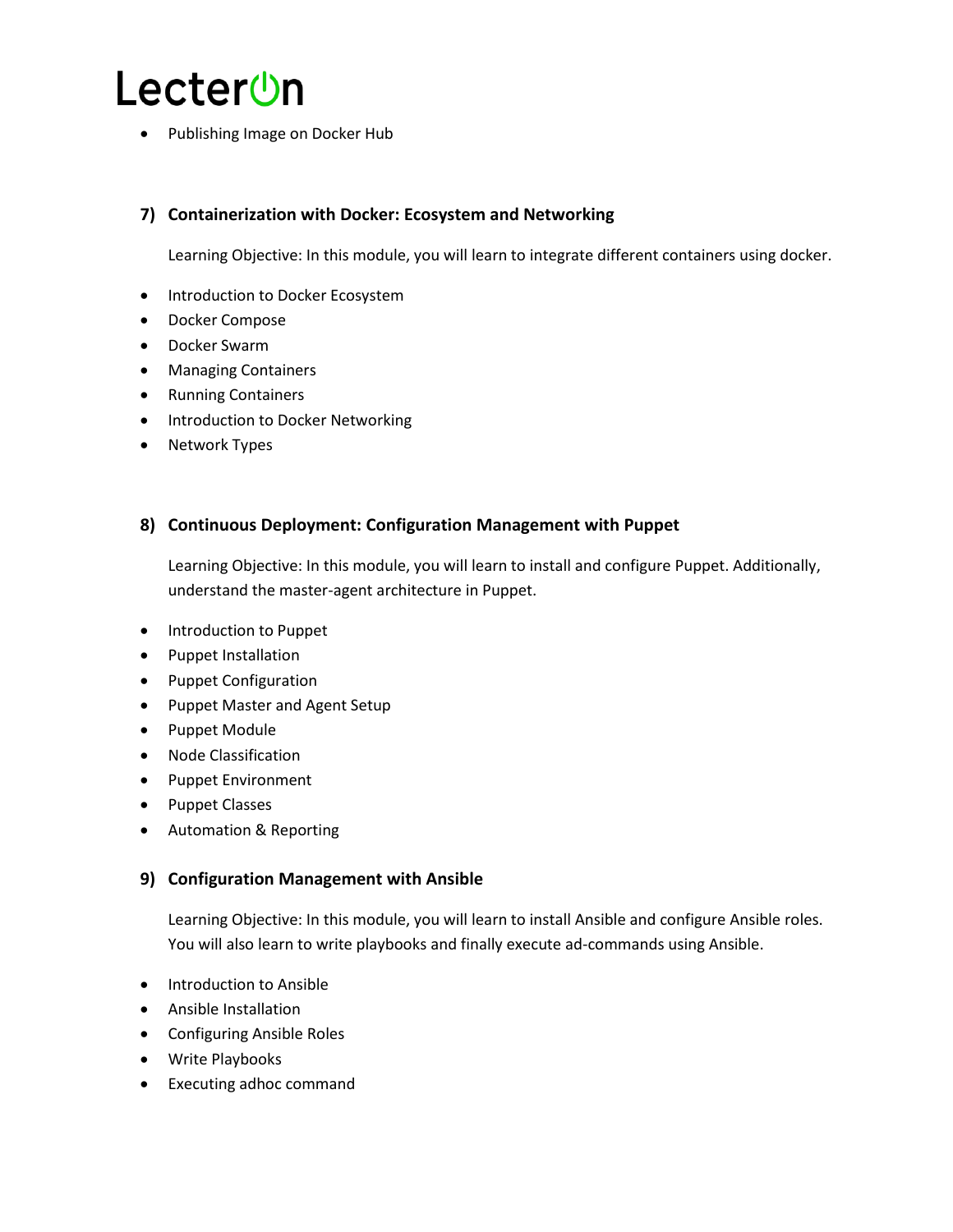- Publishing Image on Docker Hub

### 7) Containerization with Docker: Ecosystem and Networking

Learning Objective: In this module, you will learn to integrate different containers using docker.

- Introduction to Docker Ecosystem
- Docker Compose
- Docker Swarm
- Managing Containers
- Running Containers
- Introduction to Docker Networking
- Network Types

### 8) Continuous Deployment: Configuration Management with Puppet

Learning Objective: In this module, you will learn to install and configure Puppet. Additionally, understand the master-agent architecture in Puppet.

- Introduction to Puppet
- Puppet Installation
- Puppet Configuration
- Puppet Master and Agent Setup
- Puppet Module
- Node Classification
- Puppet Environment
- Puppet Classes
- Automation & Reporting

### 9) Configuration Management with Ansible

Learning Objective: In this module, you will learn to install Ansible and configure Ansible roles. You will also learn to write playbooks and finally execute ad-commands using Ansible.

- Introduction to Ansible
- Ansible Installation
- Configuring Ansible Roles
- Write Playbooks
- Executing adhoc command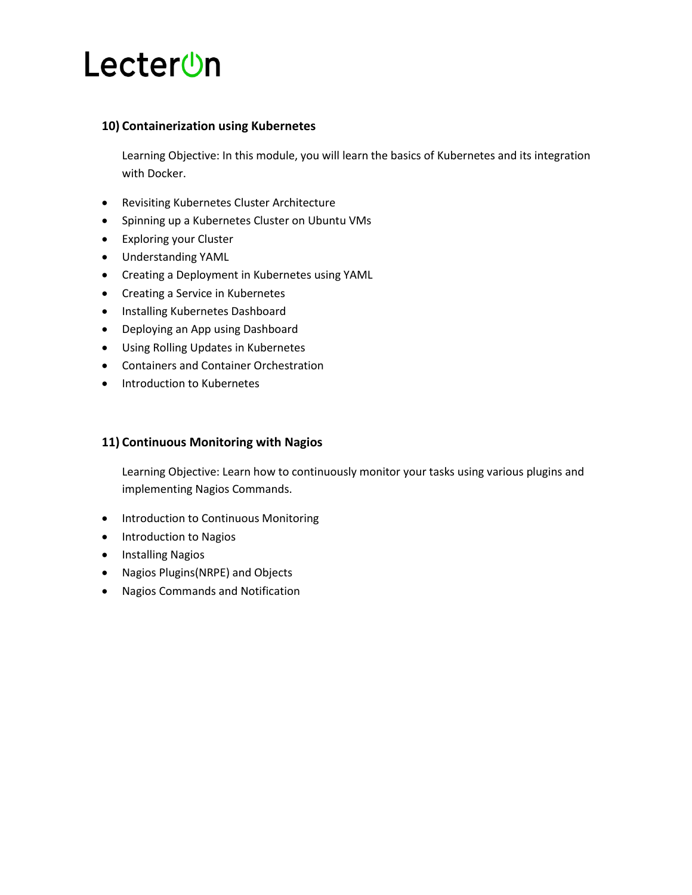### 10) Containerization using Kubernetes

Learning Objective: In this module, you will learn the basics of Kubernetes and its integration with Docker.

- Revisiting Kubernetes Cluster Architecture
- Spinning up a Kubernetes Cluster on Ubuntu VMs
- Exploring your Cluster
- Understanding YAML
- Creating a Deployment in Kubernetes using YAML
- Creating a Service in Kubernetes
- Installing Kubernetes Dashboard
- Deploying an App using Dashboard
- Using Rolling Updates in Kubernetes
- Containers and Container Orchestration
- Introduction to Kubernetes

### 11) Continuous Monitoring with Nagios

Learning Objective: Learn how to continuously monitor your tasks using various plugins and implementing Nagios Commands.

- Introduction to Continuous Monitoring
- Introduction to Nagios
- Installing Nagios
- Nagios Plugins(NRPE) and Objects
- Nagios Commands and Notification